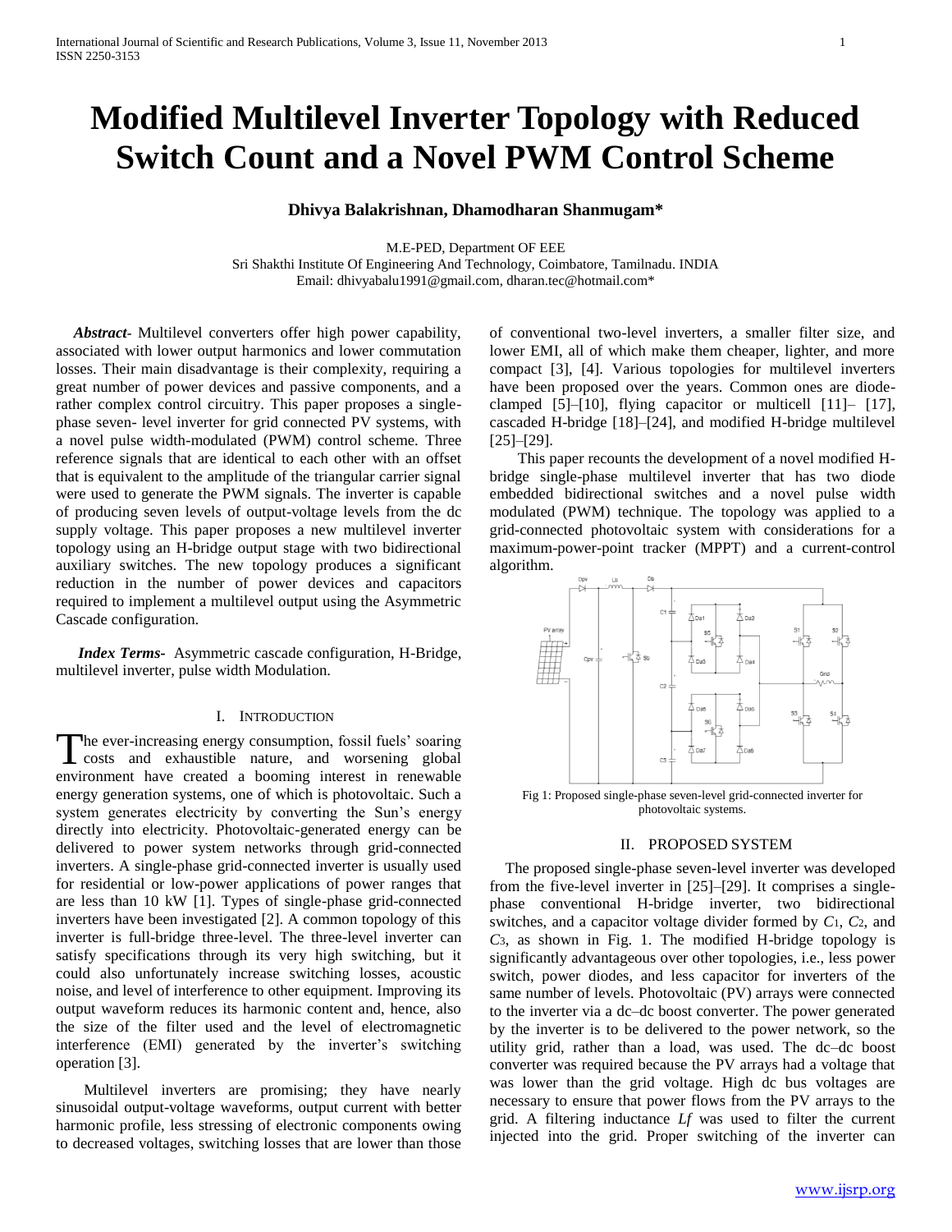# Modified Multilevel Inverter Topology with Reduced Switch Count and a Novel PWM Control Scheme

**Dhivya Balakrishnan, Dhamodharan Shanmugam***

M.E-PED, Department OF EEE
Sri Shakthi Institute Of Engineering And Technology, Coimbatore, Tamilnadu. INDIA
Email: dhivyabalu1991@gmail.com, dharan.tec@hotmail.com*

***Abstract***- Multilevel converters offer high power capability, associated with lower output harmonics and lower commutation losses. Their main disadvantage is their complexity, requiring a great number of power devices and passive components, and a rather complex control circuitry. This paper proposes a single-phase seven- level inverter for grid connected PV systems, with a novel pulse width-modulated (PWM) control scheme. Three reference signals that are identical to each other with an offset that is equivalent to the amplitude of the triangular carrier signal were used to generate the PWM signals. The inverter is capable of producing seven levels of output-voltage levels from the dc supply voltage. This paper proposes a new multilevel inverter topology using an H-bridge output stage with two bidirectional auxiliary switches. The new topology produces a significant reduction in the number of power devices and capacitors required to implement a multilevel output using the Asymmetric Cascade configuration.

***Index Terms***- Asymmetric cascade configuration, H-Bridge, multilevel inverter, pulse width Modulation.

## I. Introduction

The ever-increasing energy consumption, fossil fuels' soaring costs and exhaustible nature, and worsening global environment have created a booming interest in renewable energy generation systems, one of which is photovoltaic. Such a system generates electricity by converting the Sun's energy directly into electricity. Photovoltaic-generated energy can be delivered to power system networks through grid-connected inverters. A single-phase grid-connected inverter is usually used for residential or low-power applications of power ranges that are less than 10 kW [1]. Types of single-phase grid-connected inverters have been investigated [2]. A common topology of this inverter is full-bridge three-level. The three-level inverter can satisfy specifications through its very high switching, but it could also unfortunately increase switching losses, acoustic noise, and level of interference to other equipment. Improving its output waveform reduces its harmonic content and, hence, also the size of the filter used and the level of electromagnetic interference (EMI) generated by the inverter's switching operation [3].

Multilevel inverters are promising; they have nearly sinusoidal output-voltage waveforms, output current with better harmonic profile, less stressing of electronic components owing to decreased voltages, switching losses that are lower than those of conventional two-level inverters, a smaller filter size, and lower EMI, all of which make them cheaper, lighter, and more compact [3], [4]. Various topologies for multilevel inverters have been proposed over the years. Common ones are diode-clamped [5]–[10], flying capacitor or multicell [11]– [17], cascaded H-bridge [18]–[24], and modified H-bridge multilevel [25]–[29].

This paper recounts the development of a novel modified H-bridge single-phase multilevel inverter that has two diode embedded bidirectional switches and a novel pulse width modulated (PWM) technique. The topology was applied to a grid-connected photovoltaic system with considerations for a maximum-power-point tracker (MPPT) and a current-control algorithm.

Fig 1: Proposed single-phase seven-level grid-connected inverter for photovoltaic systems.

## II. Proposed System

The proposed single-phase seven-level inverter was developed from the five-level inverter in [25]–[29]. It comprises a single-phase conventional H-bridge inverter, two bidirectional switches, and a capacitor voltage divider formed by $C_1$, $C_2$, and $C_3$, as shown in Fig. 1. The modified H-bridge topology is significantly advantageous over other topologies, i.e., less power switch, power diodes, and less capacitor for inverters of the same number of levels. Photovoltaic (PV) arrays were connected to the inverter via a dc–dc boost converter. The power generated by the inverter is to be delivered to the power network, so the utility grid, rather than a load, was used. The dc–dc boost converter was required because the PV arrays had a voltage that was lower than the grid voltage. High dc bus voltages are necessary to ensure that power flows from the PV arrays to the grid. A filtering inductance $L_f$ was used to filter the current injected into the grid. Proper switching of the inverter can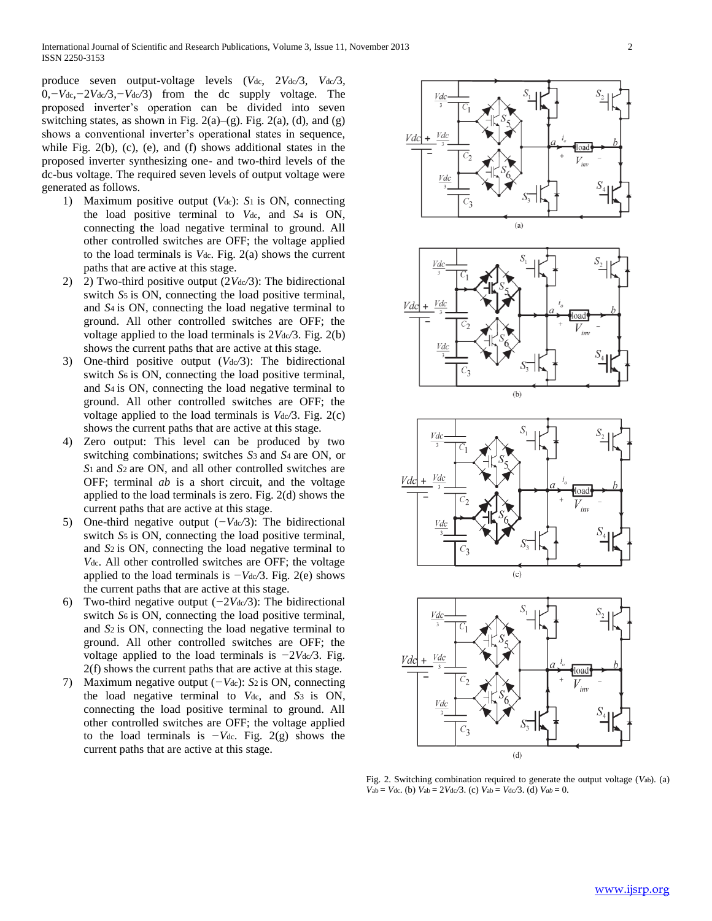produce seven output-voltage levels ($V_{dc}$, $2V_{dc}/3$, $V_{dc}/3$, $0$, $-V_{dc}$, $-2V_{dc}/3$, $-V_{dc}/3$) from the dc supply voltage. The proposed inverter's operation can be divided into seven switching states, as shown in Fig. 2(a)–(g). Fig. 2(a), (d), and (g) shows a conventional inverter's operational states in sequence, while Fig. 2(b), (c), (e), and (f) shows additional states in the proposed inverter synthesizing one- and two-third levels of the dc-bus voltage. The required seven levels of output voltage were generated as follows.

1) Maximum positive output ($V_{dc}$): $S_1$ is ON, connecting the load positive terminal to $V_{dc}$, and $S_4$ is ON, connecting the load negative terminal to ground. All other controlled switches are OFF; the voltage applied to the load terminals is $V_{dc}$. Fig. 2(a) shows the current paths that are active at this stage.
2) 2) Two-third positive output ($2V_{dc}/3$): The bidirectional switch $S_5$ is ON, connecting the load positive terminal, and $S_4$ is ON, connecting the load negative terminal to ground. All other controlled switches are OFF; the voltage applied to the load terminals is $2V_{dc}/3$. Fig. 2(b) shows the current paths that are active at this stage.
3) One-third positive output ($V_{dc}/3$): The bidirectional switch $S_6$ is ON, connecting the load positive terminal, and $S_4$ is ON, connecting the load negative terminal to ground. All other controlled switches are OFF; the voltage applied to the load terminals is $V_{dc}/3$. Fig. 2(c) shows the current paths that are active at this stage.
4) Zero output: This level can be produced by two switching combinations; switches $S_3$ and $S_4$ are ON, or $S_1$ and $S_2$ are ON, and all other controlled switches are OFF; terminal *ab* is a short circuit, and the voltage applied to the load terminals is zero. Fig. 2(d) shows the current paths that are active at this stage.
5) One-third negative output ($-V_{dc}/3$): The bidirectional switch $S_5$ is ON, connecting the load positive terminal, and $S_2$ is ON, connecting the load negative terminal to $V_{dc}$. All other controlled switches are OFF; the voltage applied to the load terminals is $-V_{dc}/3$. Fig. 2(e) shows the current paths that are active at this stage.
6) Two-third negative output ($-2V_{dc}/3$): The bidirectional switch $S_6$ is ON, connecting the load positive terminal, and $S_2$ is ON, connecting the load negative terminal to ground. All other controlled switches are OFF; the voltage applied to the load terminals is $-2V_{dc}/3$. Fig. 2(f) shows the current paths that are active at this stage.
7) Maximum negative output ($-V_{dc}$): $S_2$ is ON, connecting the load negative terminal to $V_{dc}$, and $S_3$ is ON, connecting the load positive terminal to ground. All other controlled switches are OFF; the voltage applied to the load terminals is $-V_{dc}$. Fig. 2(g) shows the current paths that are active at this stage.

Fig. 2. Switching combination required to generate the output voltage ($V_{ab}$). (a) $V_{ab} = V_{dc}$. (b) $V_{ab} = 2V_{dc}/3$. (c) $V_{ab} = V_{dc}/3$. (d) $V_{ab} = 0$.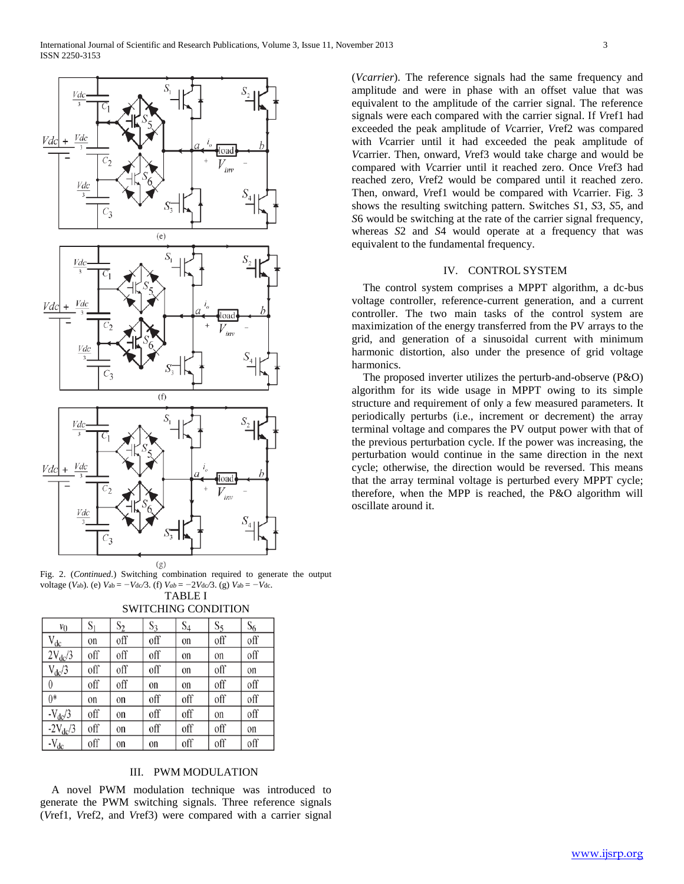Fig. 2. (*Continued*.) Switching combination required to generate the output voltage ($V_{ab}$). (e) $V_{ab} = -V_{dc}/3$. (f) $V_{ab} = -2V_{dc}/3$. (g) $V_{ab} = -V_{dc}$.

TABLE I
SWITCHING CONDITION

| $v_0$ | $S_1$ | $S_2$ | $S_3$ | $S_4$ | $S_5$ | $S_6$ |
|---|---|---|---|---|---|---|
| $V_{dc}$ | on | off | off | on | off | off |
| $2V_{dc}/3$ | off | off | off | on | on | off |
| $V_{dc}/3$ | off | off | off | on | off | on |
| 0 | off | off | on | on | off | off |
| 0* | on | on | off | off | off | off |
| $-V_{dc}/3$ | off | on | off | off | on | off |
| $-2V_{dc}/3$ | off | on | off | off | off | on |
| $-V_{dc}$ | off | on | on | off | off | off |

## III. PWM MODULATION

A novel PWM modulation technique was introduced to generate the PWM switching signals. Three reference signals (*V*ref1, *V*ref2, and *V*ref3) were compared with a carrier signal (*Vcarrier*). The reference signals had the same frequency and amplitude and were in phase with an offset value that was equivalent to the amplitude of the carrier signal. The reference signals were each compared with the carrier signal. If *V*ref1 had exceeded the peak amplitude of *V*carrier, *V*ref2 was compared with *V*carrier until it had exceeded the peak amplitude of *V*carrier. Then, onward, *V*ref3 would take charge and would be compared with *V*carrier until it reached zero. Once *V*ref3 had reached zero, *V*ref2 would be compared until it reached zero. Then, onward, *V*ref1 would be compared with *V*carrier. Fig. 3 shows the resulting switching pattern. Switches *S*1, *S*3, *S*5, and *S*6 would be switching at the rate of the carrier signal frequency, whereas *S*2 and *S*4 would operate at a frequency that was equivalent to the fundamental frequency.

## IV. CONTROL SYSTEM

The control system comprises a MPPT algorithm, a dc-bus voltage controller, reference-current generation, and a current controller. The two main tasks of the control system are maximization of the energy transferred from the PV arrays to the grid, and generation of a sinusoidal current with minimum harmonic distortion, also under the presence of grid voltage harmonics.

The proposed inverter utilizes the perturb-and-observe (P&O) algorithm for its wide usage in MPPT owing to its simple structure and requirement of only a few measured parameters. It periodically perturbs (i.e., increment or decrement) the array terminal voltage and compares the PV output power with that of the previous perturbation cycle. If the power was increasing, the perturbation would continue in the same direction in the next cycle; otherwise, the direction would be reversed. This means that the array terminal voltage is perturbed every MPPT cycle; therefore, when the MPP is reached, the P&O algorithm will oscillate around it.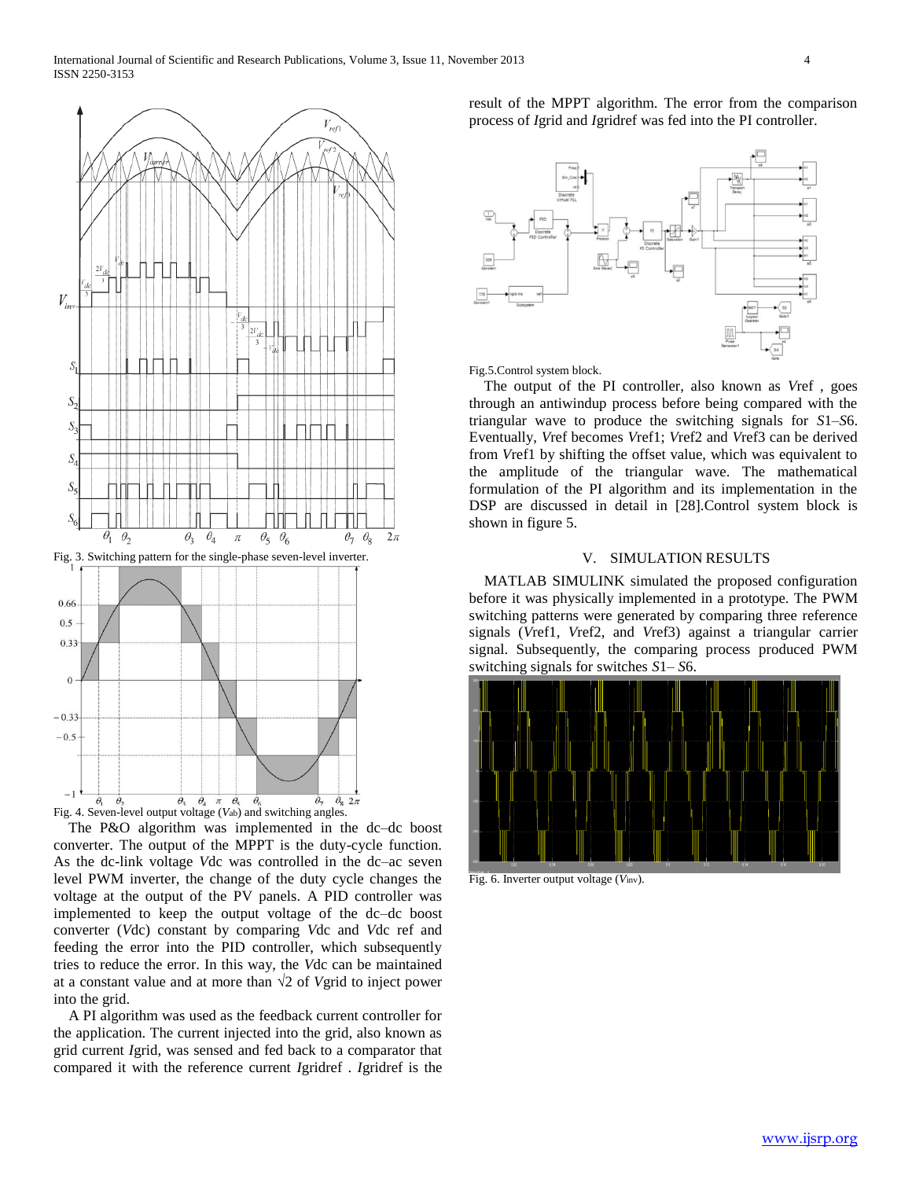Fig. 3. Switching pattern for the single-phase seven-level inverter.

Fig. 4. Seven-level output voltage ($V_{ab}$) and switching angles.

The P&O algorithm was implemented in the dc–dc boost converter. The output of the MPPT is the duty-cycle function. As the dc-link voltage $V_{dc}$ was controlled in the dc–ac seven level PWM inverter, the change of the duty cycle changes the voltage at the output of the PV panels. A PID controller was implemented to keep the output voltage of the dc–dc boost converter ($V_{dc}$) constant by comparing $V_{dc}$ and $V_{dc}$ ref and feeding the error into the PID controller, which subsequently tries to reduce the error. In this way, the $V_{dc}$ can be maintained at a constant value and at more than $\sqrt{2}$ of $V_{grid}$ to inject power into the grid.

A PI algorithm was used as the feedback current controller for the application. The current injected into the grid, also known as grid current $I_{grid}$, was sensed and fed back to a comparator that compared it with the reference current $I_{gridref}$ . $I_{gridref}$ is the result of the MPPT algorithm. The error from the comparison process of $I_{grid}$ and $I_{gridref}$ was fed into the PI controller.

Fig.5.Control system block.

The output of the PI controller, also known as $V_{ref}$ , goes through an antiwindup process before being compared with the triangular wave to produce the switching signals for $S1$–$S6$. Eventually, $V_{ref}$ becomes $V_{ref1}$; $V_{ref2}$ and $V_{ref3}$ can be derived from $V_{ref1}$ by shifting the offset value, which was equivalent to the amplitude of the triangular wave. The mathematical formulation of the PI algorithm and its implementation in the DSP are discussed in detail in [28].Control system block is shown in figure 5.

## V. SIMULATION RESULTS

MATLAB SIMULINK simulated the proposed configuration before it was physically implemented in a prototype. The PWM switching patterns were generated by comparing three reference signals ($V_{ref1}$, $V_{ref2}$, and $V_{ref3}$) against a triangular carrier signal. Subsequently, the comparing process produced PWM switching signals for switches $S1$– $S6$.

Fig. 6. Inverter output voltage ($V_{inv}$).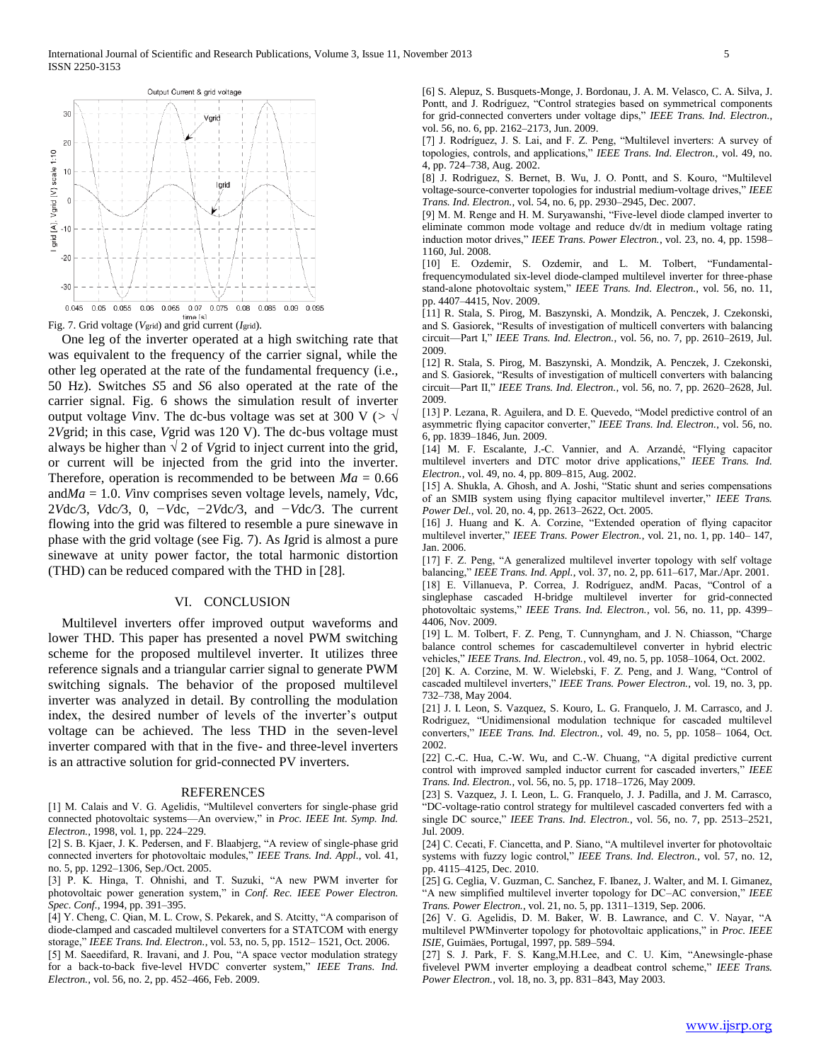Fig. 7. Grid voltage ($V_{grid}$) and grid current ($I_{grid}$).

One leg of the inverter operated at a high switching rate that was equivalent to the frequency of the carrier signal, while the other leg operated at the rate of the fundamental frequency (i.e., 50 Hz). Switches $S5$ and $S6$ also operated at the rate of the carrier signal. Fig. 6 shows the simulation result of inverter output voltage $V_{inv}$. The dc-bus voltage was set at 300 V ($> \sqrt{2}V_{grid}$; in this case, $V_{grid}$ was 120 V). The dc-bus voltage must always be higher than $\sqrt{2}$ of $V_{grid}$ to inject current into the grid, or current will be injected from the grid into the inverter. Therefore, operation is recommended to be between $Ma = 0.66$ and $Ma = 1.0$. $V_{inv}$ comprises seven voltage levels, namely, $V_{dc}$, $2V_{dc}/3$, $V_{dc}/3$, 0, $-V_{dc}$, $-2V_{dc}/3$, and $-V_{dc}/3$. The current flowing into the grid was filtered to resemble a pure sinewave in phase with the grid voltage (see Fig. 7). As $I_{grid}$ is almost a pure sinewave at unity power factor, the total harmonic distortion (THD) can be reduced compared with the THD in [28].

## VI. CONCLUSION

Multilevel inverters offer improved output waveforms and lower THD. This paper has presented a novel PWM switching scheme for the proposed multilevel inverter. It utilizes three reference signals and a triangular carrier signal to generate PWM switching signals. The behavior of the proposed multilevel inverter was analyzed in detail. By controlling the modulation index, the desired number of levels of the inverter's output voltage can be achieved. The less THD in the seven-level inverter compared with that in the five- and three-level inverters is an attractive solution for grid-connected PV inverters.

## REFERENCES

[1] M. Calais and V. G. Agelidis, "Multilevel converters for single-phase grid connected photovoltaic systems—An overview," in *Proc. IEEE Int. Symp. Ind. Electron.*, 1998, vol. 1, pp. 224–229.

[2] S. B. Kjaer, J. K. Pedersen, and F. Blaabjerg, "A review of single-phase grid connected inverters for photovoltaic modules," *IEEE Trans. Ind. Appl.*, vol. 41, no. 5, pp. 1292–1306, Sep./Oct. 2005.

[3] P. K. Hinga, T. Ohnishi, and T. Suzuki, "A new PWM inverter for photovoltaic power generation system," in *Conf. Rec. IEEE Power Electron. Spec. Conf.*, 1994, pp. 391–395.

[4] Y. Cheng, C. Qian, M. L. Crow, S. Pekarek, and S. Atcitty, "A comparison of diode-clamped and cascaded multilevel converters for a STATCOM with energy storage," *IEEE Trans. Ind. Electron.*, vol. 53, no. 5, pp. 1512– 1521, Oct. 2006.

[5] M. Saeedifard, R. Iravani, and J. Pou, "A space vector modulation strategy for a back-to-back five-level HVDC converter system," *IEEE Trans. Ind. Electron.*, vol. 56, no. 2, pp. 452–466, Feb. 2009.

[6] S. Alepuz, S. Busquets-Monge, J. Bordonau, J. A. M. Velasco, C. A. Silva, J. Pontt, and J. Rodríguez, "Control strategies based on symmetrical components for grid-connected converters under voltage dips," *IEEE Trans. Ind. Electron.*, vol. 56, no. 6, pp. 2162–2173, Jun. 2009.

[7] J. Rodríguez, J. S. Lai, and F. Z. Peng, "Multilevel inverters: A survey of topologies, controls, and applications," *IEEE Trans. Ind. Electron.*, vol. 49, no. 4, pp. 724–738, Aug. 2002.

[8] J. Rodriguez, S. Bernet, B. Wu, J. O. Pontt, and S. Kouro, "Multilevel voltage-source-converter topologies for industrial medium-voltage drives," *IEEE Trans. Ind. Electron.*, vol. 54, no. 6, pp. 2930–2945, Dec. 2007.

[9] M. M. Renge and H. M. Suryawanshi, "Five-level diode clamped inverter to eliminate common mode voltage and reduce dv/dt in medium voltage rating induction motor drives," *IEEE Trans. Power Electron.*, vol. 23, no. 4, pp. 1598–1160, Jul. 2008.

[10] E. Ozdemir, S. Ozdemir, and L. M. Tolbert, "Fundamental-frequencymodulated six-level diode-clamped multilevel inverter for three-phase stand-alone photovoltaic system," *IEEE Trans. Ind. Electron.*, vol. 56, no. 11, pp. 4407–4415, Nov. 2009.

[11] R. Stala, S. Pirog, M. Baszynski, A. Mondzik, A. Penczek, J. Czekonski, and S. Gasiorek, "Results of investigation of multicell converters with balancing circuit—Part I," *IEEE Trans. Ind. Electron.*, vol. 56, no. 7, pp. 2610–2619, Jul. 2009.

[12] R. Stala, S. Pirog, M. Baszynski, A. Mondzik, A. Penczek, J. Czekonski, and S. Gasiorek, "Results of investigation of multicell converters with balancing circuit—Part II," *IEEE Trans. Ind. Electron.*, vol. 56, no. 7, pp. 2620–2628, Jul. 2009.

[13] P. Lezana, R. Aguilera, and D. E. Quevedo, "Model predictive control of an asymmetric flying capacitor converter," *IEEE Trans. Ind. Electron.*, vol. 56, no. 6, pp. 1839–1846, Jun. 2009.

[14] M. F. Escalante, J.-C. Vannier, and A. Arzandé, "Flying capacitor multilevel inverters and DTC motor drive applications," *IEEE Trans. Ind. Electron.*, vol. 49, no. 4, pp. 809–815, Aug. 2002.

[15] A. Shukla, A. Ghosh, and A. Joshi, "Static shunt and series compensations of an SMIB system using flying capacitor multilevel inverter," *IEEE Trans. Power Del.*, vol. 20, no. 4, pp. 2613–2622, Oct. 2005.

[16] J. Huang and K. A. Corzine, "Extended operation of flying capacitor multilevel inverter," *IEEE Trans. Power Electron.*, vol. 21, no. 1, pp. 140– 147, Jan. 2006.

[17] F. Z. Peng, "A generalized multilevel inverter topology with self voltage balancing," *IEEE Trans. Ind. Appl.*, vol. 37, no. 2, pp. 611–617, Mar./Apr. 2001.

[18] E. Villanueva, P. Correa, J. Rodríguez, andM. Pacas, "Control of a singlephase cascaded H-bridge multilevel inverter for grid-connected photovoltaic systems," *IEEE Trans. Ind. Electron.*, vol. 56, no. 11, pp. 4399–4406, Nov. 2009.

[19] L. M. Tolbert, F. Z. Peng, T. Cunnyngham, and J. N. Chiasson, "Charge balance control schemes for cascademultilevel converter in hybrid electric vehicles," *IEEE Trans. Ind. Electron.*, vol. 49, no. 5, pp. 1058–1064, Oct. 2002.

[20] K. A. Corzine, M. W. Wielebski, F. Z. Peng, and J. Wang, "Control of cascaded multilevel inverters," *IEEE Trans. Power Electron.*, vol. 19, no. 3, pp. 732–738, May 2004.

[21] J. I. Leon, S. Vazquez, S. Kouro, L. G. Franquelo, J. M. Carrasco, and J. Rodriguez, "Unidimensional modulation technique for cascaded multilevel converters," *IEEE Trans. Ind. Electron.*, vol. 49, no. 5, pp. 1058– 1064, Oct. 2002.

[22] C.-C. Hua, C.-W. Wu, and C.-W. Chuang, "A digital predictive current control with improved sampled inductor current for cascaded inverters," *IEEE Trans. Ind. Electron.*, vol. 56, no. 5, pp. 1718–1726, May 2009.

[23] S. Vazquez, J. I. Leon, L. G. Franquelo, J. J. Padilla, and J. M. Carrasco, "DC-voltage-ratio control strategy for multilevel cascaded converters fed with a single DC source," *IEEE Trans. Ind. Electron.*, vol. 56, no. 7, pp. 2513–2521, Jul. 2009.

[24] C. Cecati, F. Ciancetta, and P. Siano, "A multilevel inverter for photovoltaic systems with fuzzy logic control," *IEEE Trans. Ind. Electron.*, vol. 57, no. 12, pp. 4115–4125, Dec. 2010.

[25] G. Ceglia, V. Guzman, C. Sanchez, F. Ibanez, J. Walter, and M. I. Gimanez, "A new simplified multilevel inverter topology for DC–AC conversion," *IEEE Trans. Power Electron.*, vol. 21, no. 5, pp. 1311–1319, Sep. 2006.

[26] V. G. Agelidis, D. M. Baker, W. B. Lawrance, and C. V. Nayar, "A multilevel PWMinverter topology for photovoltaic applications," in *Proc. IEEE ISIE*, Guimäes, Portugal, 1997, pp. 589–594.

[27] S. J. Park, F. S. Kang,M.H.Lee, and C. U. Kim, "Anewsingle-phase fivelevel PWM inverter employing a deadbeat control scheme," *IEEE Trans. Power Electron.*, vol. 18, no. 3, pp. 831–843, May 2003.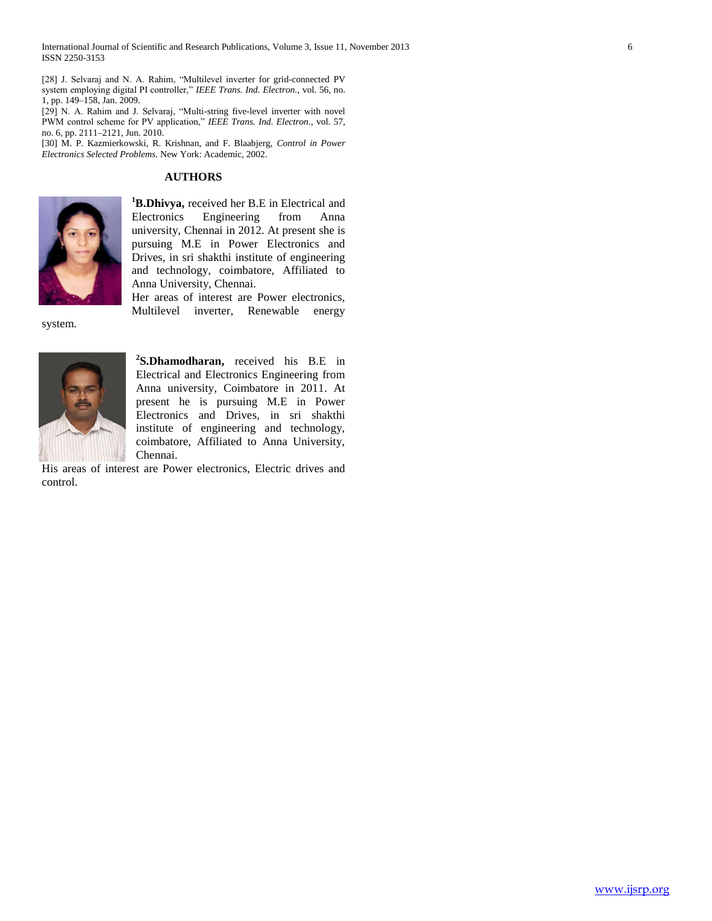[28] J. Selvaraj and N. A. Rahim, "Multilevel inverter for grid-connected PV system employing digital PI controller," *IEEE Trans. Ind. Electron.*, vol. 56, no. 1, pp. 149–158, Jan. 2009.

[29] N. A. Rahim and J. Selvaraj, "Multi-string five-level inverter with novel PWM control scheme for PV application," *IEEE Trans. Ind. Electron.*, vol. 57, no. 6, pp. 2111–2121, Jun. 2010.

[30] M. P. Kazmierkowski, R. Krishnan, and F. Blaabjerg, *Control in Power Electronics Selected Problems*. New York: Academic, 2002.

## AUTHORS

[1]**B.Dhivya,** received her B.E in Electrical and Electronics Engineering from Anna university, Chennai in 2012. At present she is pursuing M.E in Power Electronics and Drives, in sri shakthi institute of engineering and technology, coimbatore, Affiliated to Anna University, Chennai.

Her areas of interest are Power electronics, Multilevel inverter, Renewable energy system.

[2]**S.Dhamodharan,** received his B.E in Electrical and Electronics Engineering from Anna university, Coimbatore in 2011. At present he is pursuing M.E in Power Electronics and Drives, in sri shakthi institute of engineering and technology, coimbatore, Affiliated to Anna University, Chennai.

His areas of interest are Power electronics, Electric drives and control.